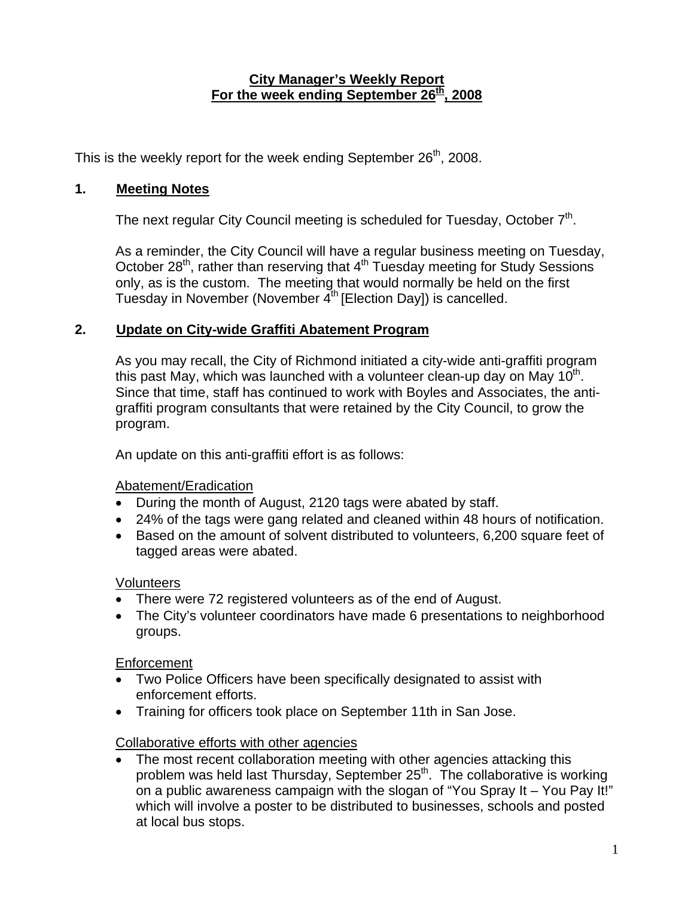**City Manager's Weekly Report**
**For the week ending September 26th, 2008**

This is the weekly report for the week ending September 26th, 2008.

## 1. Meeting Notes

The next regular City Council meeting is scheduled for Tuesday, October 7th.

As a reminder, the City Council will have a regular business meeting on Tuesday, October 28th, rather than reserving that 4th Tuesday meeting for Study Sessions only, as is the custom. The meeting that would normally be held on the first Tuesday in November (November 4th [Election Day]) is cancelled.

## 2. Update on City-wide Graffiti Abatement Program

As you may recall, the City of Richmond initiated a city-wide anti-graffiti program this past May, which was launched with a volunteer clean-up day on May 10th. Since that time, staff has continued to work with Boyles and Associates, the anti-graffiti program consultants that were retained by the City Council, to grow the program.

An update on this anti-graffiti effort is as follows:

Abatement/Eradication

- During the month of August, 2120 tags were abated by staff.
- 24% of the tags were gang related and cleaned within 48 hours of notification.
- Based on the amount of solvent distributed to volunteers, 6,200 square feet of tagged areas were abated.

Volunteers

- There were 72 registered volunteers as of the end of August.
- The City's volunteer coordinators have made 6 presentations to neighborhood groups.

Enforcement

- Two Police Officers have been specifically designated to assist with enforcement efforts.
- Training for officers took place on September 11th in San Jose.

Collaborative efforts with other agencies

- The most recent collaboration meeting with other agencies attacking this problem was held last Thursday, September 25th. The collaborative is working on a public awareness campaign with the slogan of "You Spray It – You Pay It!" which will involve a poster to be distributed to businesses, schools and posted at local bus stops.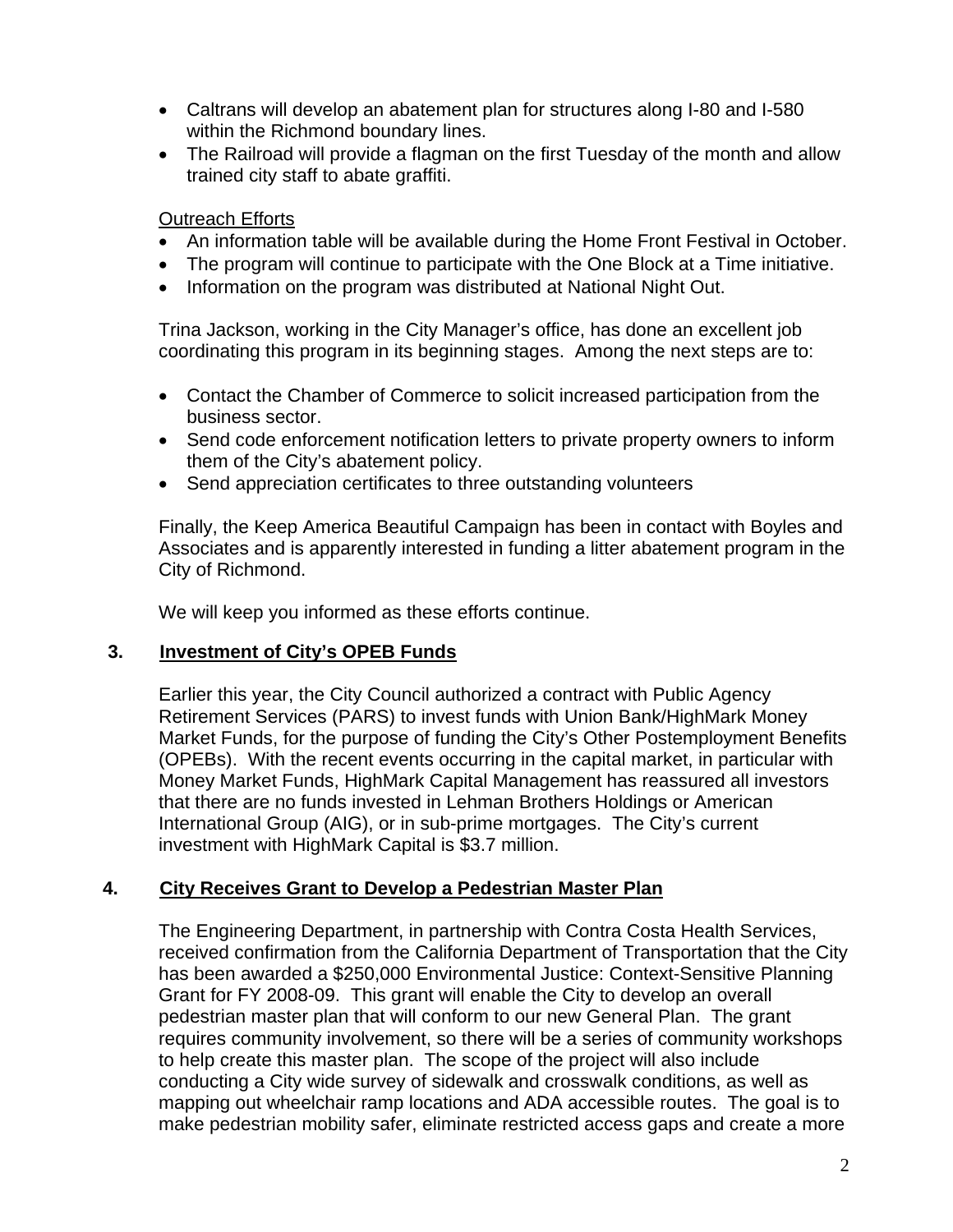- Caltrans will develop an abatement plan for structures along I-80 and I-580 within the Richmond boundary lines.
- The Railroad will provide a flagman on the first Tuesday of the month and allow trained city staff to abate graffiti.

Outreach Efforts

- An information table will be available during the Home Front Festival in October.
- The program will continue to participate with the One Block at a Time initiative.
- Information on the program was distributed at National Night Out.

Trina Jackson, working in the City Manager's office, has done an excellent job coordinating this program in its beginning stages. Among the next steps are to:

- Contact the Chamber of Commerce to solicit increased participation from the business sector.
- Send code enforcement notification letters to private property owners to inform them of the City's abatement policy.
- Send appreciation certificates to three outstanding volunteers

Finally, the Keep America Beautiful Campaign has been in contact with Boyles and Associates and is apparently interested in funding a litter abatement program in the City of Richmond.

We will keep you informed as these efforts continue.

## 3. Investment of City's OPEB Funds

Earlier this year, the City Council authorized a contract with Public Agency Retirement Services (PARS) to invest funds with Union Bank/HighMark Money Market Funds, for the purpose of funding the City's Other Postemployment Benefits (OPEBs). With the recent events occurring in the capital market, in particular with Money Market Funds, HighMark Capital Management has reassured all investors that there are no funds invested in Lehman Brothers Holdings or American International Group (AIG), or in sub-prime mortgages. The City's current investment with HighMark Capital is $3.7 million.

## 4. City Receives Grant to Develop a Pedestrian Master Plan

The Engineering Department, in partnership with Contra Costa Health Services, received confirmation from the California Department of Transportation that the City has been awarded a $250,000 Environmental Justice: Context-Sensitive Planning Grant for FY 2008-09. This grant will enable the City to develop an overall pedestrian master plan that will conform to our new General Plan. The grant requires community involvement, so there will be a series of community workshops to help create this master plan. The scope of the project will also include conducting a City wide survey of sidewalk and crosswalk conditions, as well as mapping out wheelchair ramp locations and ADA accessible routes. The goal is to make pedestrian mobility safer, eliminate restricted access gaps and create a more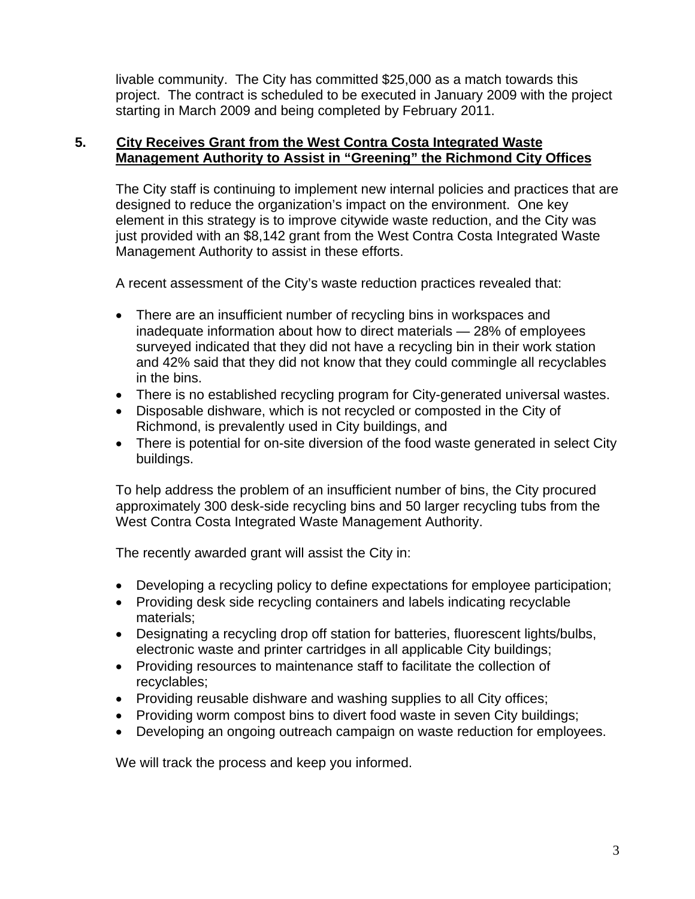livable community. The City has committed $25,000 as a match towards this project. The contract is scheduled to be executed in January 2009 with the project starting in March 2009 and being completed by February 2011.

## 5. City Receives Grant from the West Contra Costa Integrated Waste Management Authority to Assist in "Greening" the Richmond City Offices

The City staff is continuing to implement new internal policies and practices that are designed to reduce the organization's impact on the environment. One key element in this strategy is to improve citywide waste reduction, and the City was just provided with an $8,142 grant from the West Contra Costa Integrated Waste Management Authority to assist in these efforts.

A recent assessment of the City's waste reduction practices revealed that:

- There are an insufficient number of recycling bins in workspaces and inadequate information about how to direct materials — 28% of employees surveyed indicated that they did not have a recycling bin in their work station and 42% said that they did not know that they could commingle all recyclables in the bins.
- There is no established recycling program for City-generated universal wastes.
- Disposable dishware, which is not recycled or composted in the City of Richmond, is prevalently used in City buildings, and
- There is potential for on-site diversion of the food waste generated in select City buildings.

To help address the problem of an insufficient number of bins, the City procured approximately 300 desk-side recycling bins and 50 larger recycling tubs from the West Contra Costa Integrated Waste Management Authority.

The recently awarded grant will assist the City in:

- Developing a recycling policy to define expectations for employee participation;
- Providing desk side recycling containers and labels indicating recyclable materials;
- Designating a recycling drop off station for batteries, fluorescent lights/bulbs, electronic waste and printer cartridges in all applicable City buildings;
- Providing resources to maintenance staff to facilitate the collection of recyclables;
- Providing reusable dishware and washing supplies to all City offices;
- Providing worm compost bins to divert food waste in seven City buildings;
- Developing an ongoing outreach campaign on waste reduction for employees.

We will track the process and keep you informed.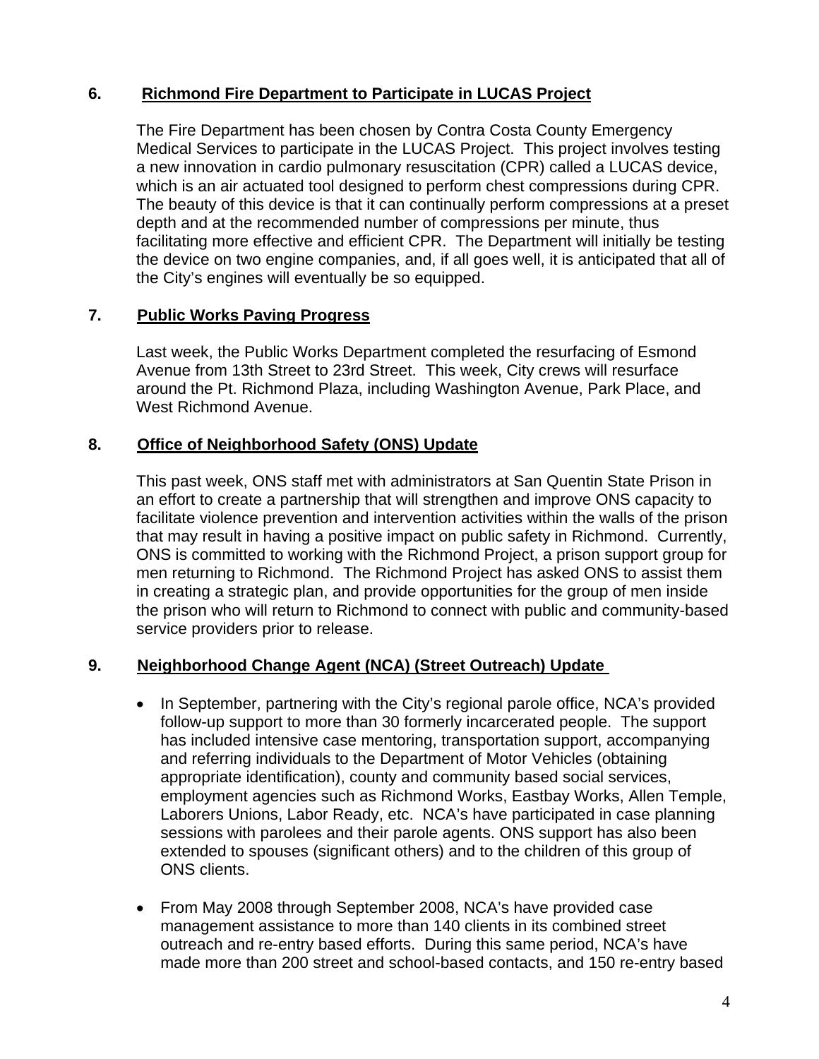## 6. Richmond Fire Department to Participate in LUCAS Project

The Fire Department has been chosen by Contra Costa County Emergency Medical Services to participate in the LUCAS Project. This project involves testing a new innovation in cardio pulmonary resuscitation (CPR) called a LUCAS device, which is an air actuated tool designed to perform chest compressions during CPR. The beauty of this device is that it can continually perform compressions at a preset depth and at the recommended number of compressions per minute, thus facilitating more effective and efficient CPR. The Department will initially be testing the device on two engine companies, and, if all goes well, it is anticipated that all of the City's engines will eventually be so equipped.

## 7. Public Works Paving Progress

Last week, the Public Works Department completed the resurfacing of Esmond Avenue from 13th Street to 23rd Street. This week, City crews will resurface around the Pt. Richmond Plaza, including Washington Avenue, Park Place, and West Richmond Avenue.

## 8. Office of Neighborhood Safety (ONS) Update

This past week, ONS staff met with administrators at San Quentin State Prison in an effort to create a partnership that will strengthen and improve ONS capacity to facilitate violence prevention and intervention activities within the walls of the prison that may result in having a positive impact on public safety in Richmond. Currently, ONS is committed to working with the Richmond Project, a prison support group for men returning to Richmond. The Richmond Project has asked ONS to assist them in creating a strategic plan, and provide opportunities for the group of men inside the prison who will return to Richmond to connect with public and community-based service providers prior to release.

## 9. Neighborhood Change Agent (NCA) (Street Outreach) Update

- In September, partnering with the City's regional parole office, NCA's provided follow-up support to more than 30 formerly incarcerated people. The support has included intensive case mentoring, transportation support, accompanying and referring individuals to the Department of Motor Vehicles (obtaining appropriate identification), county and community based social services, employment agencies such as Richmond Works, Eastbay Works, Allen Temple, Laborers Unions, Labor Ready, etc. NCA's have participated in case planning sessions with parolees and their parole agents. ONS support has also been extended to spouses (significant others) and to the children of this group of ONS clients.

- From May 2008 through September 2008, NCA's have provided case management assistance to more than 140 clients in its combined street outreach and re-entry based efforts. During this same period, NCA's have made more than 200 street and school-based contacts, and 150 re-entry based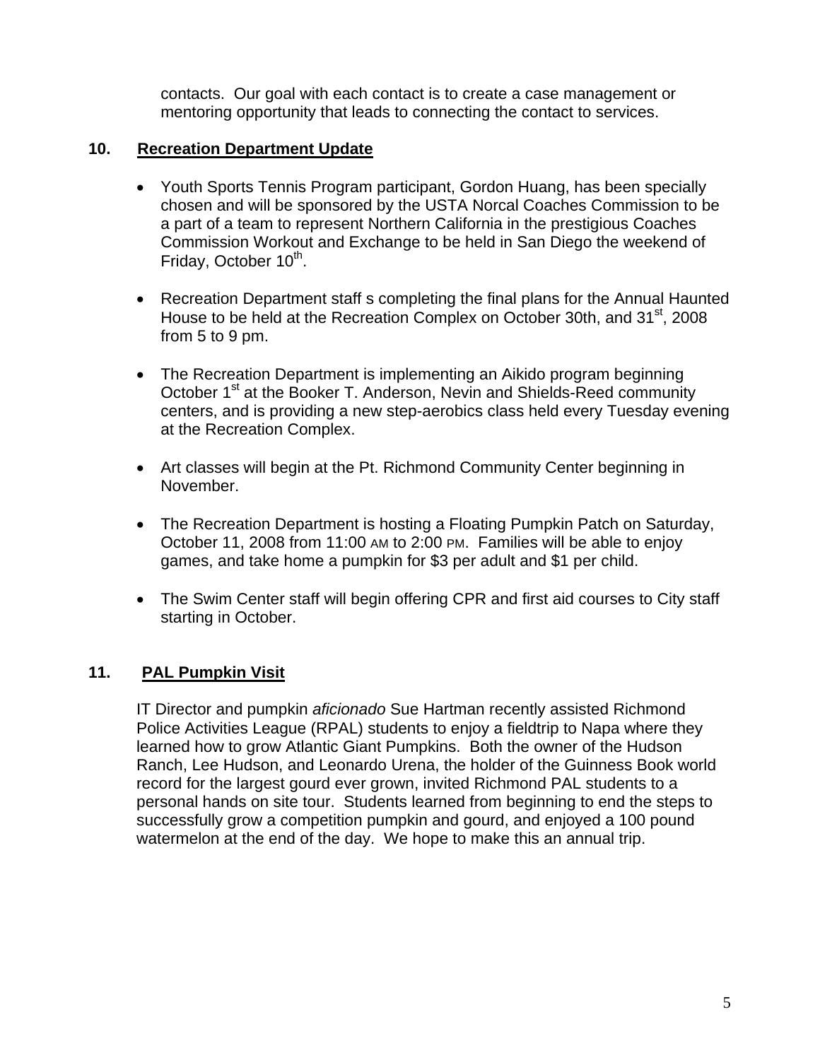contacts. Our goal with each contact is to create a case management or mentoring opportunity that leads to connecting the contact to services.

## 10. Recreation Department Update

- Youth Sports Tennis Program participant, Gordon Huang, has been specially chosen and will be sponsored by the USTA Norcal Coaches Commission to be a part of a team to represent Northern California in the prestigious Coaches Commission Workout and Exchange to be held in San Diego the weekend of Friday, October 10th.

- Recreation Department staff s completing the final plans for the Annual Haunted House to be held at the Recreation Complex on October 30th, and 31st, 2008 from 5 to 9 pm.

- The Recreation Department is implementing an Aikido program beginning October 1st at the Booker T. Anderson, Nevin and Shields-Reed community centers, and is providing a new step-aerobics class held every Tuesday evening at the Recreation Complex.

- Art classes will begin at the Pt. Richmond Community Center beginning in November.

- The Recreation Department is hosting a Floating Pumpkin Patch on Saturday, October 11, 2008 from 11:00 AM to 2:00 PM. Families will be able to enjoy games, and take home a pumpkin for $3 per adult and $1 per child.

- The Swim Center staff will begin offering CPR and first aid courses to City staff starting in October.

## 11. PAL Pumpkin Visit

IT Director and pumpkin *aficionado* Sue Hartman recently assisted Richmond Police Activities League (RPAL) students to enjoy a fieldtrip to Napa where they learned how to grow Atlantic Giant Pumpkins. Both the owner of the Hudson Ranch, Lee Hudson, and Leonardo Urena, the holder of the Guinness Book world record for the largest gourd ever grown, invited Richmond PAL students to a personal hands on site tour. Students learned from beginning to end the steps to successfully grow a competition pumpkin and gourd, and enjoyed a 100 pound watermelon at the end of the day. We hope to make this an annual trip.